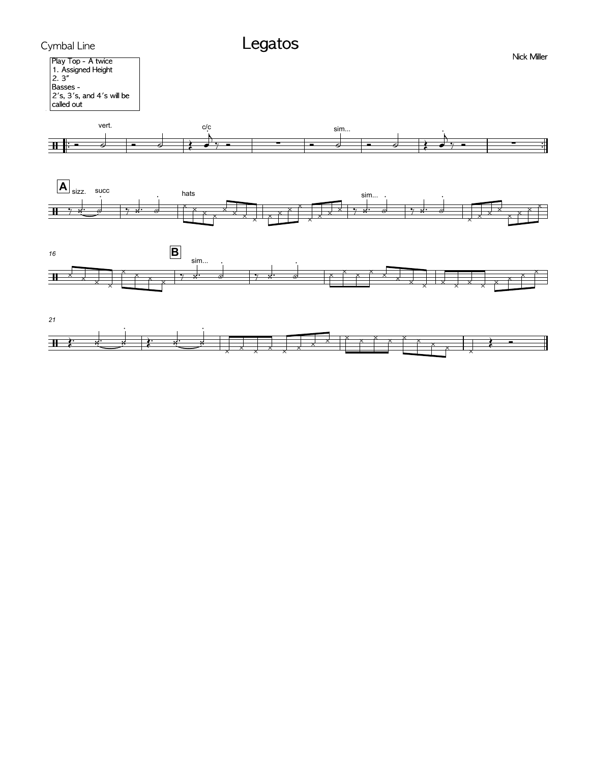Cymbal Line

# Legatos

Nick Miller

Play Top - A twice
1. Assigned Height
2. 3"
Basses -
2's, 3's, and 4's will be called out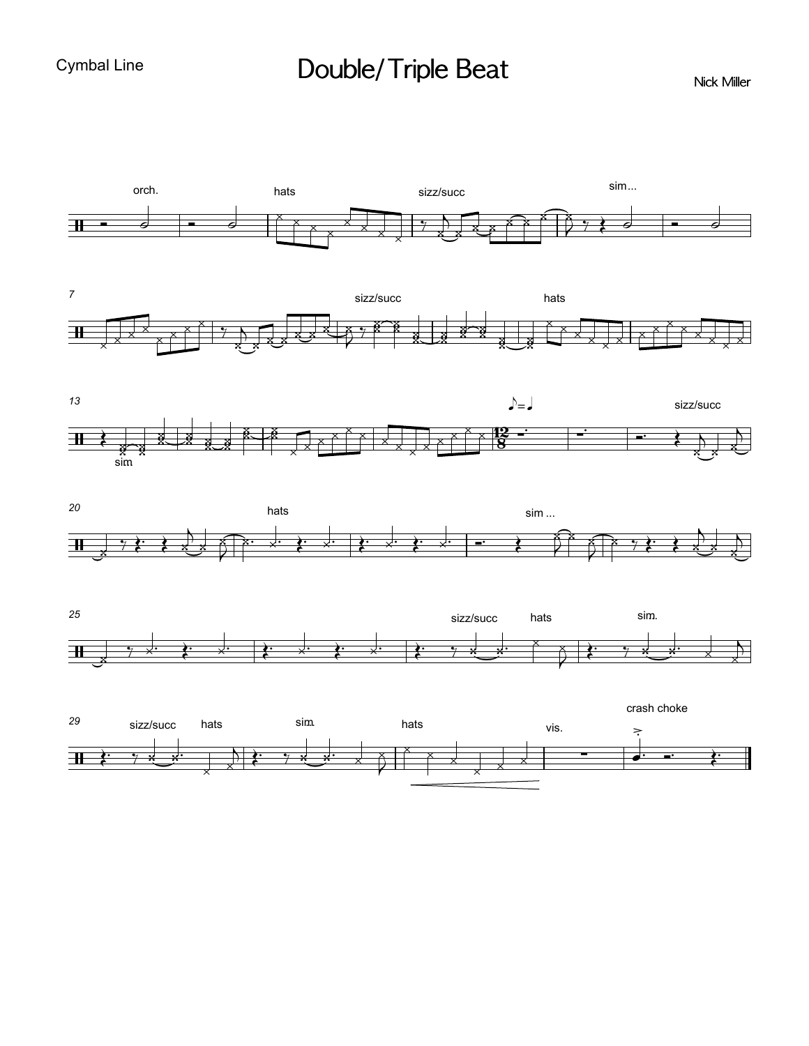Cymbal Line

# Double/Triple Beat

Nick Miller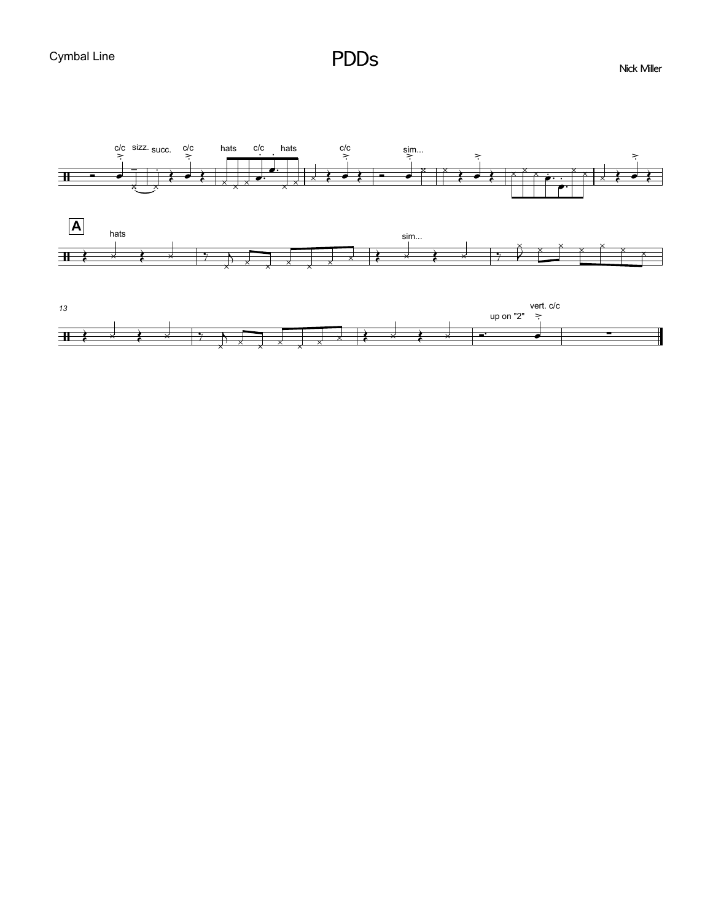Cymbal Line

# PDDs

Nick Miller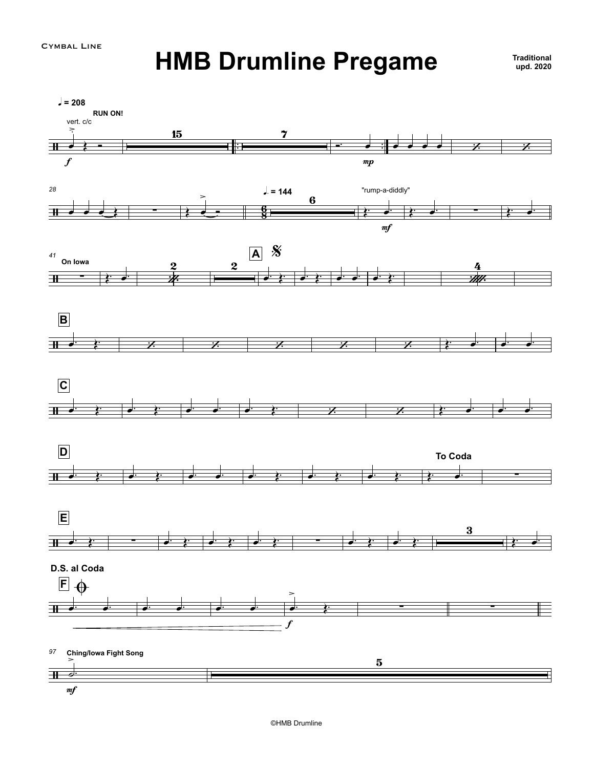Cymbal Line

# HMB Drumline Pregame

**Traditional**
**upd. 2020**

♩ = 208

**RUN ON!**

vert. c/c

*f*

15

7

*mp*

28

♩. = 144

6

"rump-a-diddly"

*mf*

41

**On Iowa**

2

2

**A**

4

**B**

**C**

**D**

**To Coda**

**E**

3

**D.S. al Coda**

**F**

*f*

97

**Ching/Iowa Fight Song**

*mf*

5

©HMB Drumline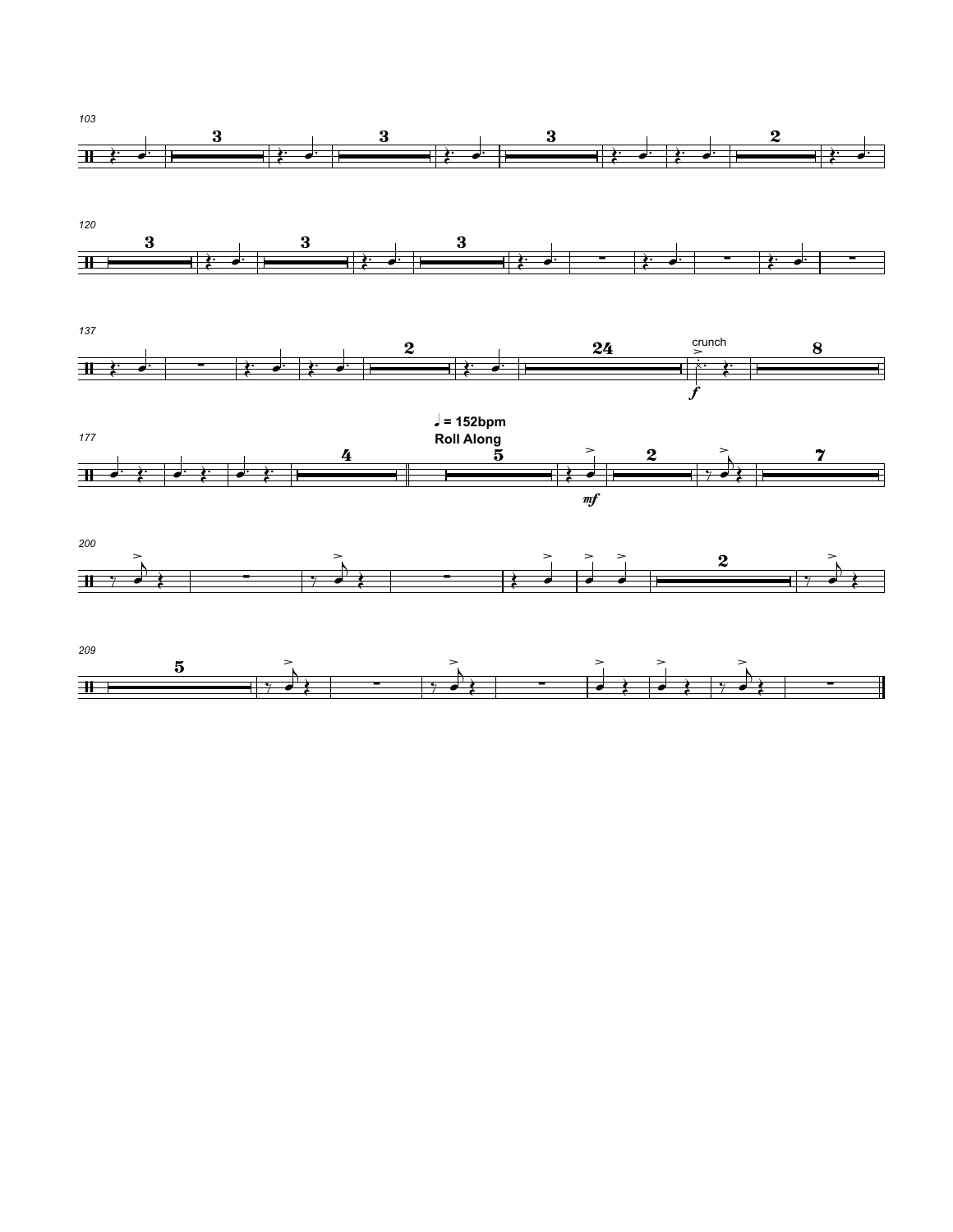crunch

♩ = 152bpm

**Roll Along**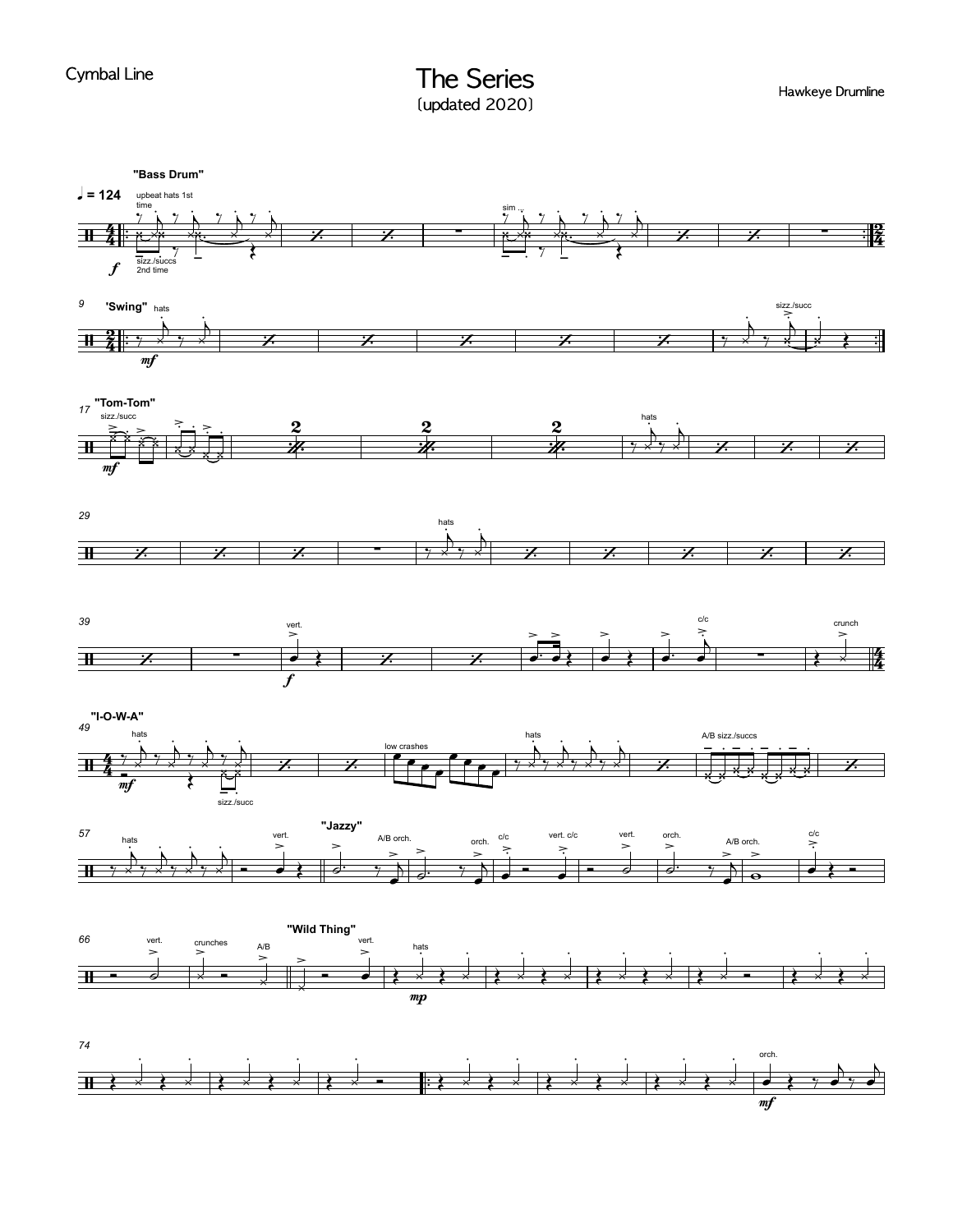Cymbal Line

# The Series
(updated 2020)

Hawkeye Drumline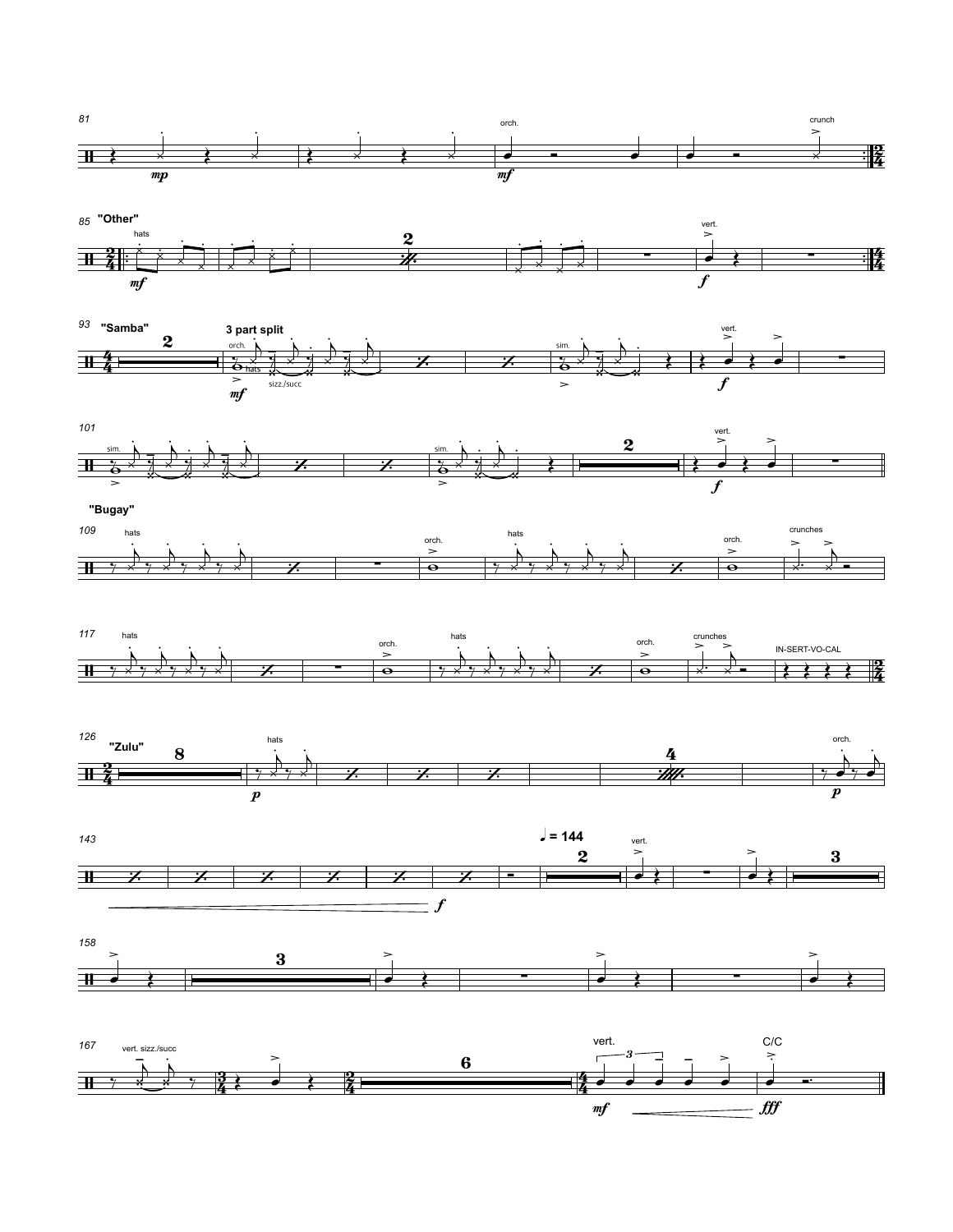81

orch.

crunch

*mp* *mf*

85 "Other"

hats

2

vert.

*mf* *f*

93 "Samba"

2

3 part split

orch.

hats

sizz./succ

sim.

vert.

*mf* *f*

101

sim.

sim.

2

vert.

*f*

"Bugay"

109

hats

orch.

hats

orch.

crunches

117

hats

orch.

hats

orch.

crunches

IN-SERT-VO-CAL

126 "Zulu"

8

hats

4

orch.

*p* *p*

143

♩ = 144

2

vert.

3

*f*

158

3

167

vert. sizz./succ

6

vert.

C/C

*mf* *fff*